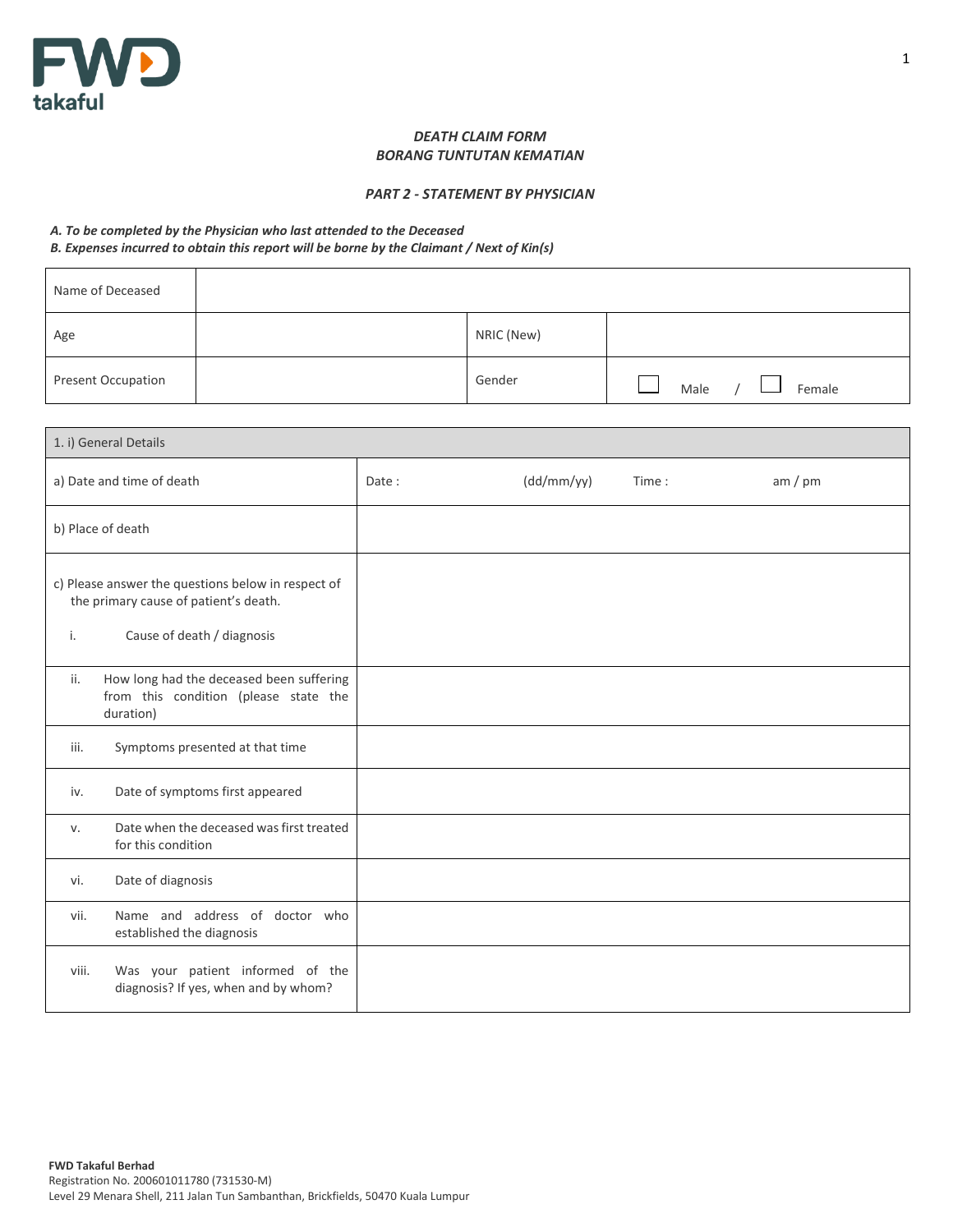FWD takaful

***DEATH CLAIM FORM***
***BORANG TUNTUTAN KEMATIAN***

***PART 2 - STATEMENT BY PHYSICIAN***

***A. To be completed by the Physician who last attended to the Deceased***
***B. Expenses incurred to obtain this report will be borne by the Claimant / Next of Kin(s)***

| Name of Deceased | | | |
|---|---|---|---|
| Age | | NRIC (New) | |
| Present Occupation | | Gender | ☐ Male / ☐ Female |

| 1. i) General Details | |
|---|---|
| a) Date and time of death | Date : (dd/mm/yy) Time : am / pm |
| b) Place of death | |
| c) Please answer the questions below in respect of the primary cause of patient's death.<br>i. Cause of death / diagnosis | |
| ii. How long had the deceased been suffering from this condition (please state the duration) | |
| iii. Symptoms presented at that time | |
| iv. Date of symptoms first appeared | |
| v. Date when the deceased was first treated for this condition | |
| vi. Date of diagnosis | |
| vii. Name and address of doctor who established the diagnosis | |
| viii. Was your patient informed of the diagnosis? If yes, when and by whom? | |

**FWD Takaful Berhad**
Registration No. 200601011780 (731530-M)
Level 29 Menara Shell, 211 Jalan Tun Sambanthan, Brickfields, 50470 Kuala Lumpur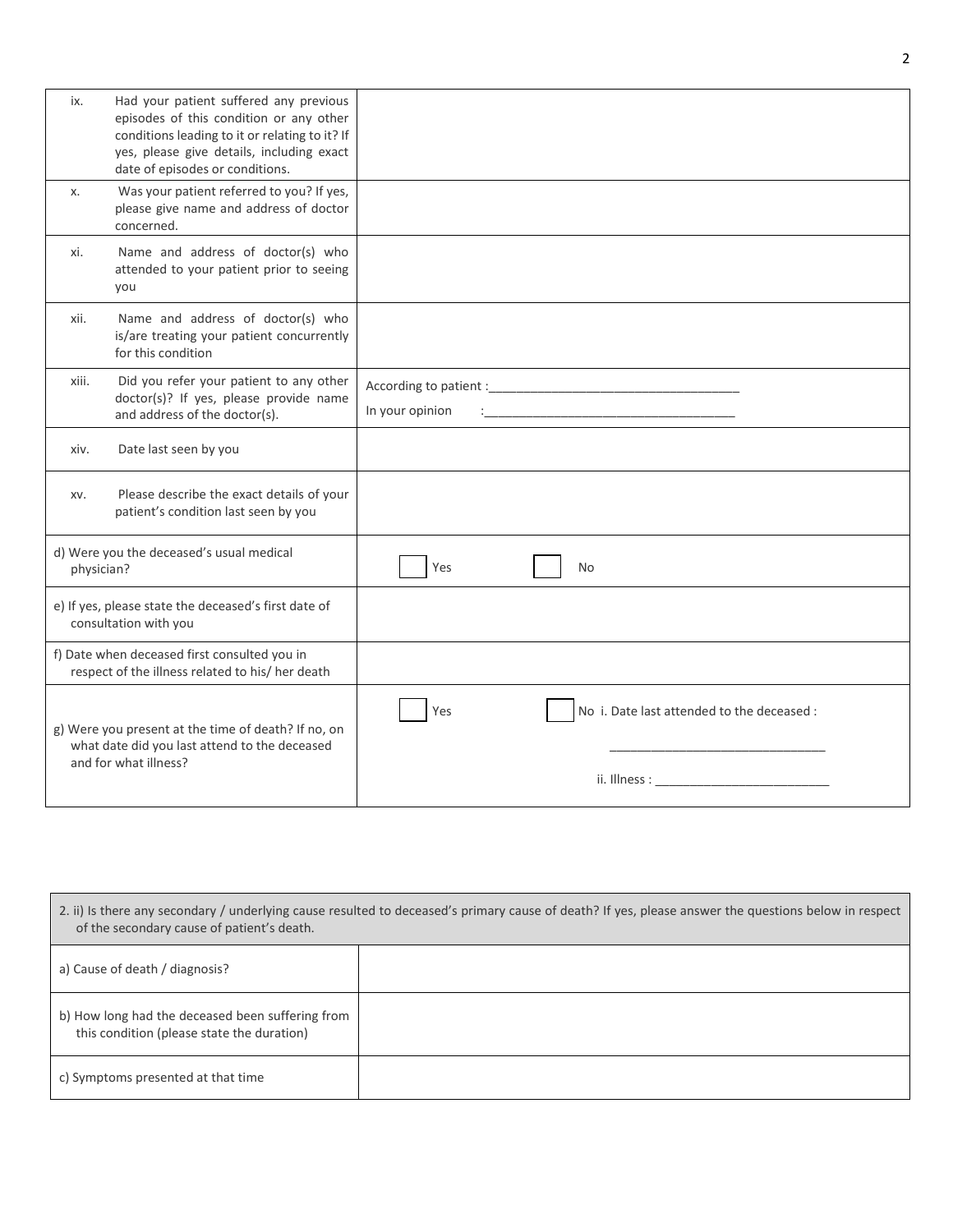| | |
|---|---|
| ix. Had your patient suffered any previous episodes of this condition or any other conditions leading to it or relating to it? If yes, please give details, including exact date of episodes or conditions. | |
| x. Was your patient referred to you? If yes, please give name and address of doctor concerned. | |
| xi. Name and address of doctor(s) who attended to your patient prior to seeing you | |
| xii. Name and address of doctor(s) who is/are treating your patient concurrently for this condition | |
| xiii. Did you refer your patient to any other doctor(s)? If yes, please provide name and address of the doctor(s). | According to patient :\_\_\_\_\_\_\_\_\_\_\_\_\_\_\_\_\_\_\_\_\_\_\_\_\_\_\_\_\_\_\_\_\_\_\_\_ <br> In your opinion :\_\_\_\_\_\_\_\_\_\_\_\_\_\_\_\_\_\_\_\_\_\_\_\_\_\_\_\_\_\_\_\_\_\_\_\_ |
| xiv. Date last seen by you | |
| xv. Please describe the exact details of your patient's condition last seen by you | |
| d) Were you the deceased's usual medical physician? | ☐ Yes ☐ No |
| e) If yes, please state the deceased's first date of consultation with you | |
| f) Date when deceased first consulted you in respect of the illness related to his/ her death | |
| g) Were you present at the time of death? If no, on what date did you last attend to the deceased and for what illness? | ☐ Yes ☐ No i. Date last attended to the deceased : \_\_\_\_\_\_\_\_\_\_\_\_\_\_\_\_\_\_\_\_\_\_\_\_\_\_\_\_\_\_ <br> ii. Illness : \_\_\_\_\_\_\_\_\_\_\_\_\_\_\_\_\_\_\_\_\_\_\_\_\_ |

| 2. ii) Is there any secondary / underlying cause resulted to deceased's primary cause of death? If yes, please answer the questions below in respect of the secondary cause of patient's death. | |
|---|---|
| a) Cause of death / diagnosis? | |
| b) How long had the deceased been suffering from this condition (please state the duration) | |
| c) Symptoms presented at that time | |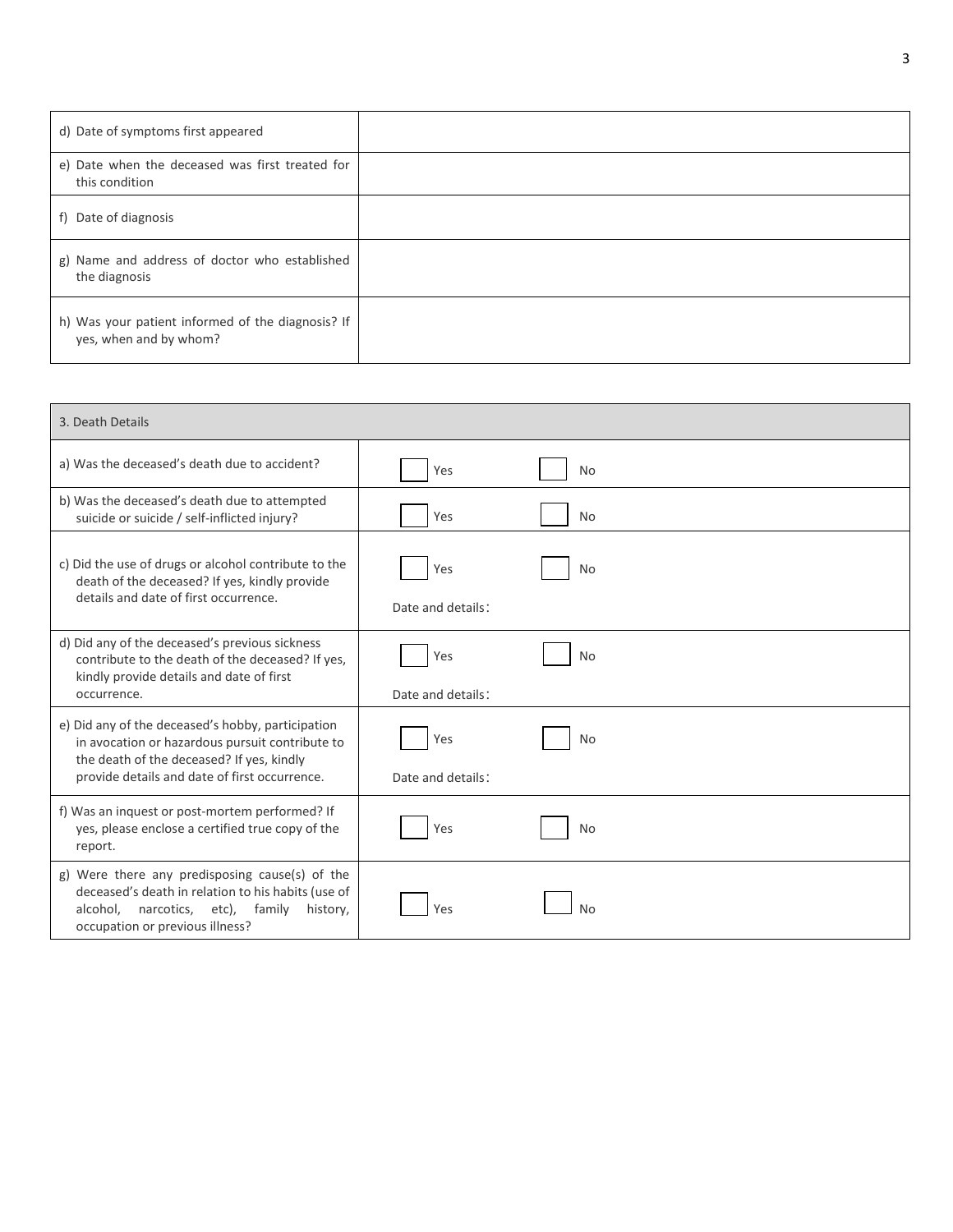| d) Date of symptoms first appeared | |
|---|---|
| e) Date when the deceased was first treated for this condition | |
| f) Date of diagnosis | |
| g) Name and address of doctor who established the diagnosis | |
| h) Was your patient informed of the diagnosis? If yes, when and by whom? | |

| 3. Death Details | |
|---|---|
| a) Was the deceased's death due to accident? | ☐ Yes ☐ No |
| b) Was the deceased's death due to attempted suicide or suicide / self-inflicted injury? | ☐ Yes ☐ No |
| c) Did the use of drugs or alcohol contribute to the death of the deceased? If yes, kindly provide details and date of first occurrence. | ☐ Yes ☐ No<br>Date and details: |
| d) Did any of the deceased's previous sickness contribute to the death of the deceased? If yes, kindly provide details and date of first occurrence. | ☐ Yes ☐ No<br>Date and details: |
| e) Did any of the deceased's hobby, participation in avocation or hazardous pursuit contribute to the death of the deceased? If yes, kindly provide details and date of first occurrence. | ☐ Yes ☐ No<br>Date and details: |
| f) Was an inquest or post-mortem performed? If yes, please enclose a certified true copy of the report. | ☐ Yes ☐ No |
| g) Were there any predisposing cause(s) of the deceased's death in relation to his habits (use of alcohol, narcotics, etc), family history, occupation or previous illness? | ☐ Yes ☐ No |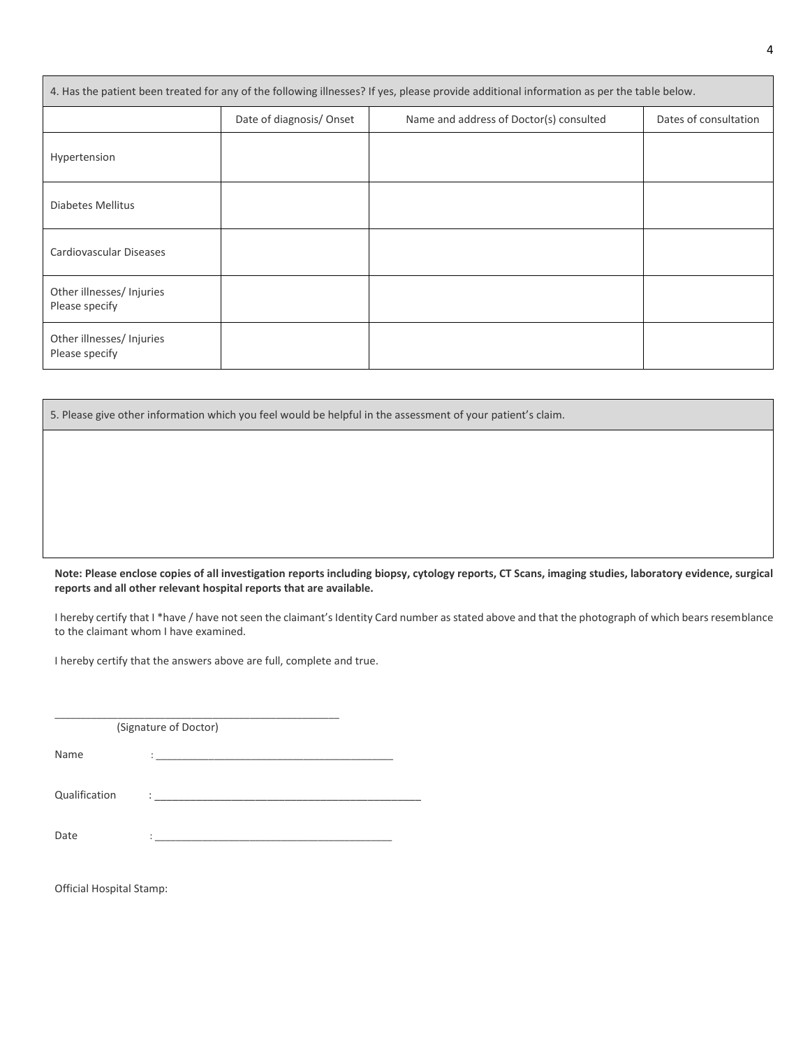4. Has the patient been treated for any of the following illnesses? If yes, please provide additional information as per the table below.

| | Date of diagnosis/ Onset | Name and address of Doctor(s) consulted | Dates of consultation |
|---|---|---|---|
| Hypertension | | | |
| Diabetes Mellitus | | | |
| Cardiovascular Diseases | | | |
| Other illnesses/ Injuries Please specify | | | |
| Other illnesses/ Injuries Please specify | | | |

5. Please give other information which you feel would be helpful in the assessment of your patient's claim.

**Note: Please enclose copies of all investigation reports including biopsy, cytology reports, CT Scans, imaging studies, laboratory evidence, surgical reports and all other relevant hospital reports that are available.**

I hereby certify that I *have / have not seen the claimant's Identity Card number as stated above and that the photograph of which bears resemblance to the claimant whom I have examined.

I hereby certify that the answers above are full, complete and true.

\_\_\_\_\_\_\_\_\_\_\_\_\_\_\_\_\_\_\_\_\_\_\_\_\_\_\_\_\_\_\_\_\_\_\_\_\_\_\_\_\_\_\_\_\_\_\_\_\_\_
(Signature of Doctor)

Name : \_\_\_\_\_\_\_\_\_\_\_\_\_\_\_\_\_\_\_\_\_\_\_\_\_\_\_\_\_\_\_\_\_\_\_\_\_\_\_\_\_\_

Qualification : \_\_\_\_\_\_\_\_\_\_\_\_\_\_\_\_\_\_\_\_\_\_\_\_\_\_\_\_\_\_\_\_\_\_\_\_\_\_\_\_\_\_\_\_\_\_\_

Date : \_\_\_\_\_\_\_\_\_\_\_\_\_\_\_\_\_\_\_\_\_\_\_\_\_\_\_\_\_\_\_\_\_\_\_\_\_\_\_\_\_\_

Official Hospital Stamp: